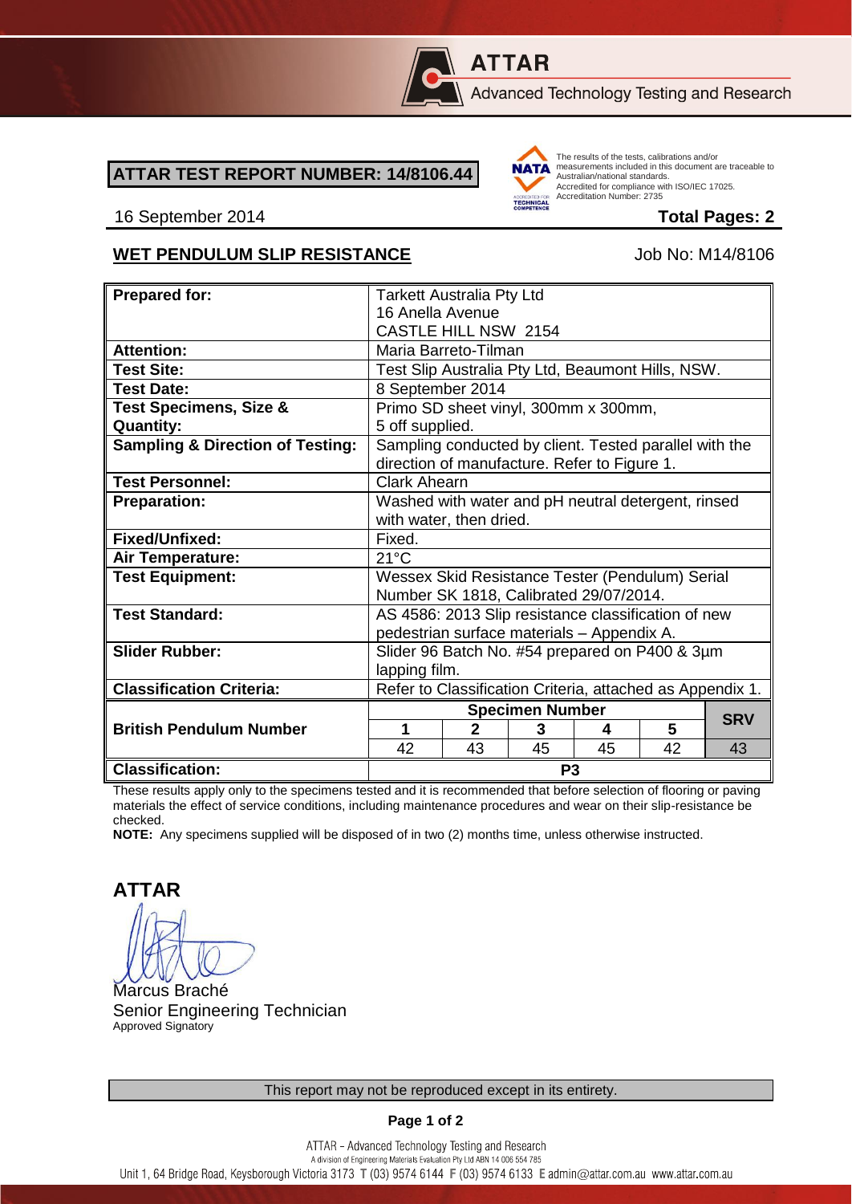**ATTAR**

Advanced Technology Testing and Research

## ATTAR TEST REPORT NUMBER: 14/8106.44

NATA — The results of the tests, calibrations and/or measurements included in this document are traceable to Australian/national standards. Accredited for compliance with ISO/IEC 17025. Accreditation Number: 2735

ACCREDITED FOR TECHNICAL COMPETENCE

16 September 2014 **Total Pages: 2**

**WET PENDULUM SLIP RESISTANCE** Job No: M14/8106

| **Prepared for:** | Tarkett Australia Pty Ltd<br>16 Anella Avenue<br>CASTLE HILL NSW 2154 | | | | | |
|---|---|---|---|---|---|---|
| **Attention:** | Maria Barreto-Tilman | | | | | |
| **Test Site:** | Test Slip Australia Pty Ltd, Beaumont Hills, NSW. | | | | | |
| **Test Date:** | 8 September 2014 | | | | | |
| **Test Specimens, Size & Quantity:** | Primo SD sheet vinyl, 300mm x 300mm, 5 off supplied. | | | | | |
| **Sampling & Direction of Testing:** | Sampling conducted by client. Tested parallel with the direction of manufacture. Refer to Figure 1. | | | | | |
| **Test Personnel:** | Clark Ahearn | | | | | |
| **Preparation:** | Washed with water and pH neutral detergent, rinsed with water, then dried. | | | | | |
| **Fixed/Unfixed:** | Fixed. | | | | | |
| **Air Temperature:** | 21°C | | | | | |
| **Test Equipment:** | Wessex Skid Resistance Tester (Pendulum) Serial Number SK 1818, Calibrated 29/07/2014. | | | | | |
| **Test Standard:** | AS 4586: 2013 Slip resistance classification of new pedestrian surface materials – Appendix A. | | | | | |
| **Slider Rubber:** | Slider 96 Batch No. #54 prepared on P400 & 3µm lapping film. | | | | | |
| **Classification Criteria:** | Refer to Classification Criteria, attached as Appendix 1. | | | | | |
| **British Pendulum Number** | **Specimen Number** | | | | | **SRV** |
| | **1** | **2** | **3** | **4** | **5** | |
| | 42 | 43 | 45 | 45 | 42 | 43 |
| **Classification:** | P3 | | | | | |

These results apply only to the specimens tested and it is recommended that before selection of flooring or paving materials the effect of service conditions, including maintenance procedures and wear on their slip-resistance be checked.

**NOTE:** Any specimens supplied will be disposed of in two (2) months time, unless otherwise instructed.

**ATTAR**

Marcus Braché
Senior Engineering Technician
Approved Signatory

This report may not be reproduced except in its entirety.

ATTAR – Advanced Technology Testing and Research
A division of Engineering Materials Evaluation Pty Ltd ABN 14 006 554 785
Unit 1, 64 Bridge Road, Keysborough Victoria 3173 T (03) 9574 6144 F (03) 9574 6133 E admin@attar.com.au www.attar.com.au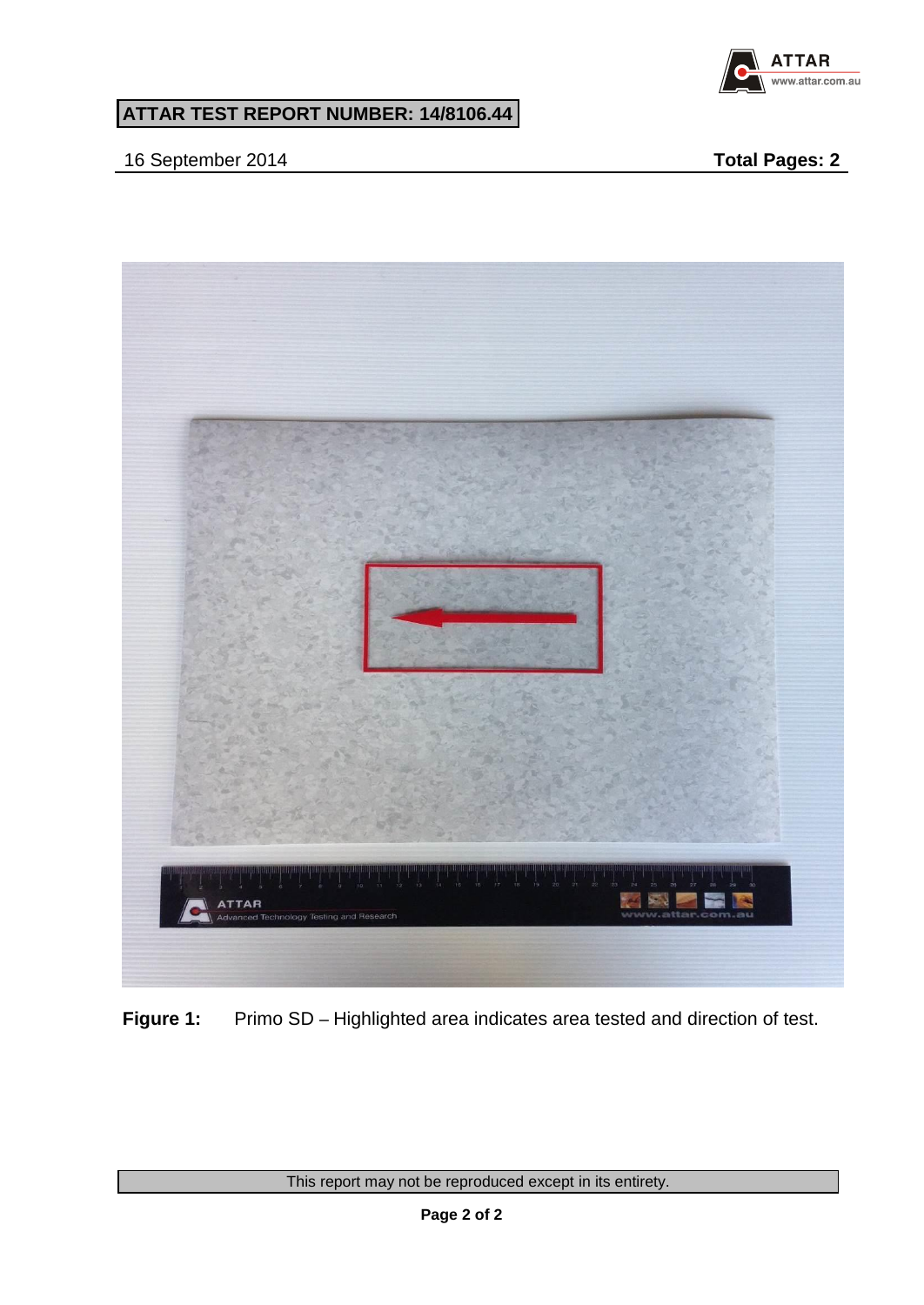**ATTAR TEST REPORT NUMBER: 14/8106.44**

16 September 2014 **Total Pages: 2**

**Figure 1:** Primo SD – Highlighted area indicates area tested and direction of test.

This report may not be reproduced except in its entirety.